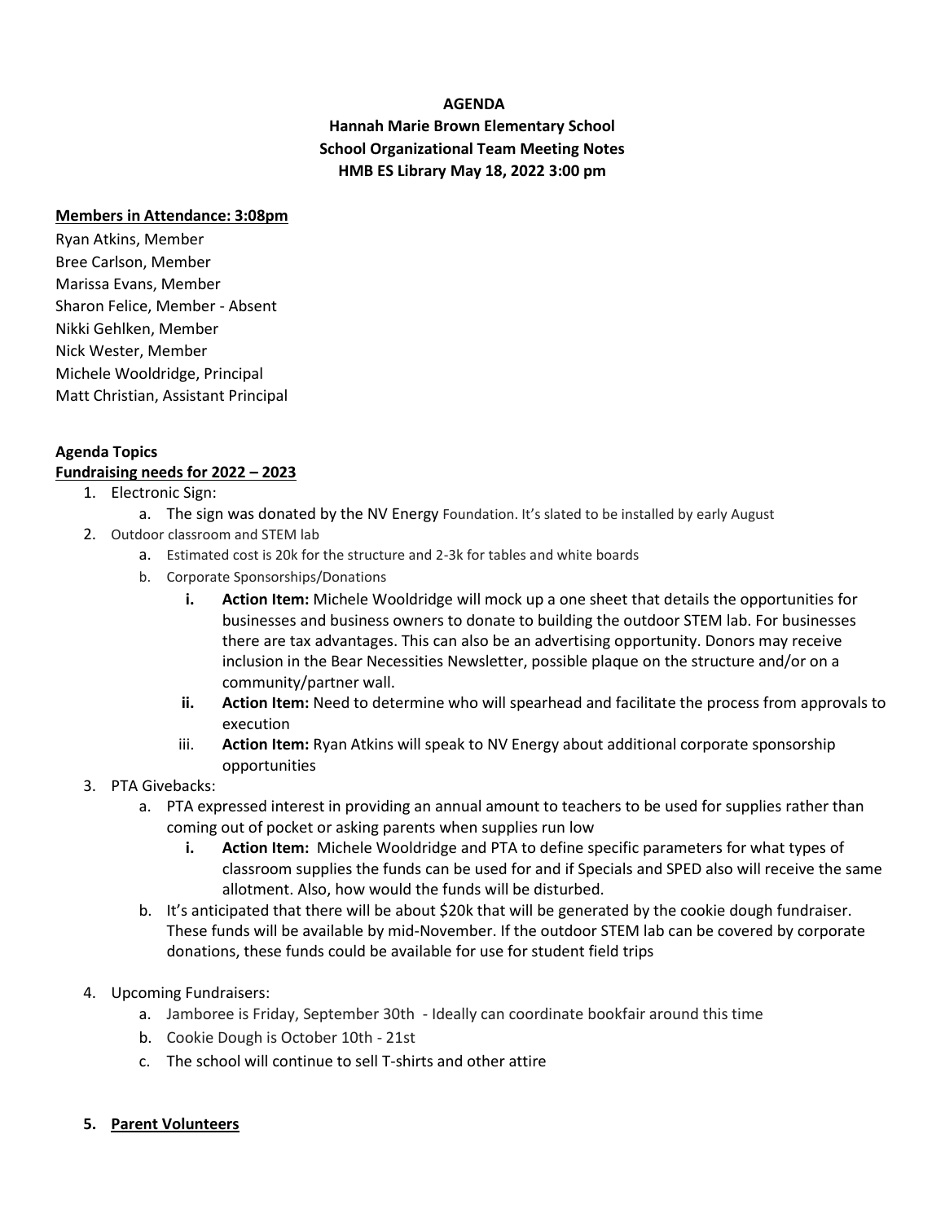**AGENDA**

**Hannah Marie Brown Elementary School**

**School Organizational Team Meeting Notes**

**HMB ES Library May 18, 2022 3:00 pm**

**Members in Attendance: 3:08pm**

Ryan Atkins, Member
Bree Carlson, Member
Marissa Evans, Member
Sharon Felice, Member - Absent
Nikki Gehlken, Member
Nick Wester, Member
Michele Wooldridge, Principal
Matt Christian, Assistant Principal

**Agenda Topics**

**Fundraising needs for 2022 – 2023**

1. Electronic Sign:
   a. The sign was donated by the NV Energy Foundation. It's slated to be installed by early August
2. Outdoor classroom and STEM lab
   a. Estimated cost is 20k for the structure and 2-3k for tables and white boards
   b. Corporate Sponsorships/Donations
      i. **Action Item:** Michele Wooldridge will mock up a one sheet that details the opportunities for businesses and business owners to donate to building the outdoor STEM lab. For businesses there are tax advantages. This can also be an advertising opportunity. Donors may receive inclusion in the Bear Necessities Newsletter, possible plaque on the structure and/or on a community/partner wall.
      ii. **Action Item:** Need to determine who will spearhead and facilitate the process from approvals to execution
      iii. **Action Item:** Ryan Atkins will speak to NV Energy about additional corporate sponsorship opportunities
3. PTA Givebacks:
   a. PTA expressed interest in providing an annual amount to teachers to be used for supplies rather than coming out of pocket or asking parents when supplies run low
      i. **Action Item:** Michele Wooldridge and PTA to define specific parameters for what types of classroom supplies the funds can be used for and if Specials and SPED also will receive the same allotment. Also, how would the funds will be disturbed.
   b. It's anticipated that there will be about $20k that will be generated by the cookie dough fundraiser. These funds will be available by mid-November. If the outdoor STEM lab can be covered by corporate donations, these funds could be available for use for student field trips
4. Upcoming Fundraisers:
   a. Jamboree is Friday, September 30th - Ideally can coordinate bookfair around this time
   b. Cookie Dough is October 10th - 21st
   c. The school will continue to sell T-shirts and other attire
5. **Parent Volunteers**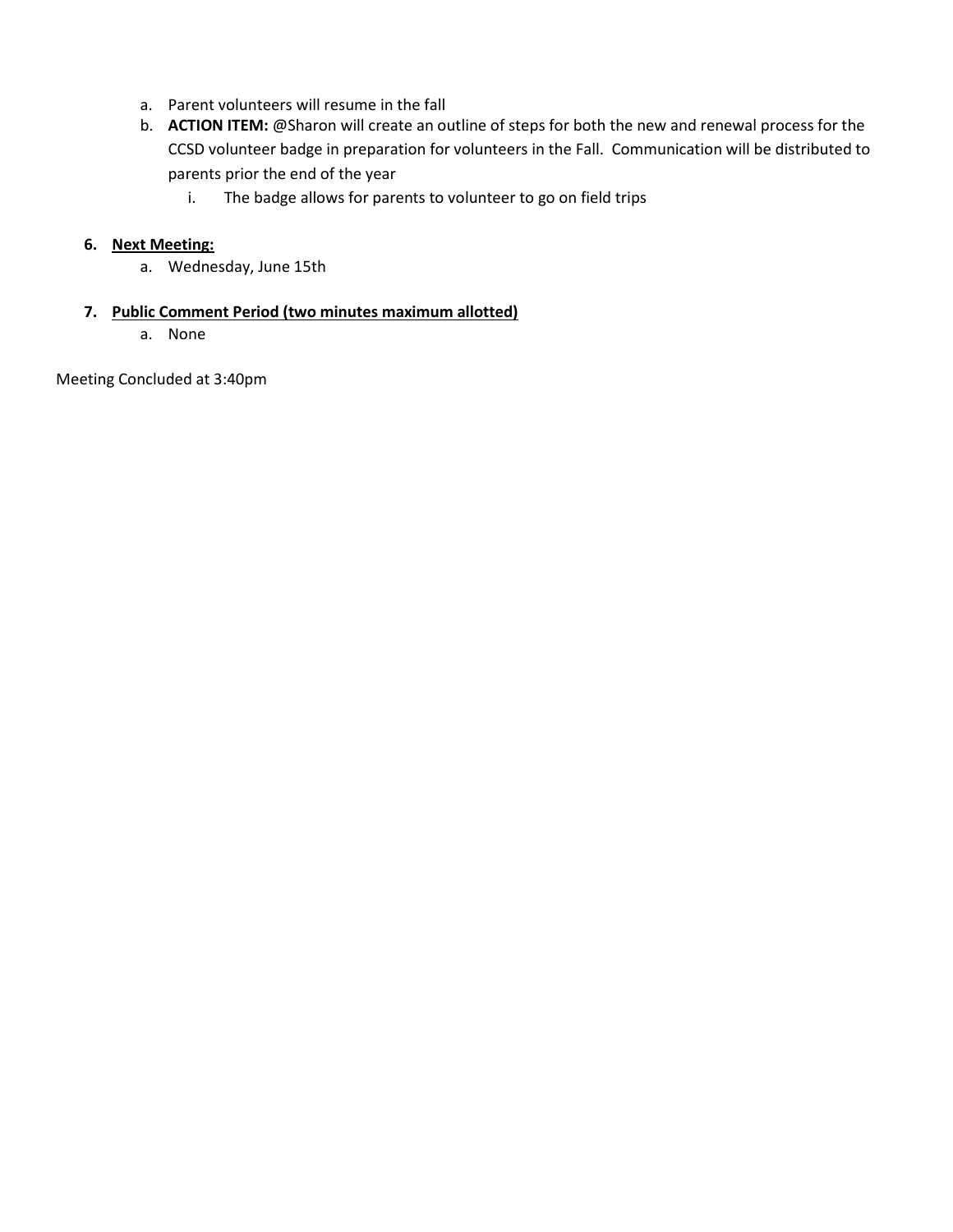a. Parent volunteers will resume in the fall
   b. **ACTION ITEM:** @Sharon will create an outline of steps for both the new and renewal process for the CCSD volunteer badge in preparation for volunteers in the Fall. Communication will be distributed to parents prior the end of the year
      i. The badge allows for parents to volunteer to go on field trips

6. **<u>Next Meeting:</u>**
   a. Wednesday, June 15th

7. **<u>Public Comment Period (two minutes maximum allotted)</u>**
   a. None

Meeting Concluded at 3:40pm